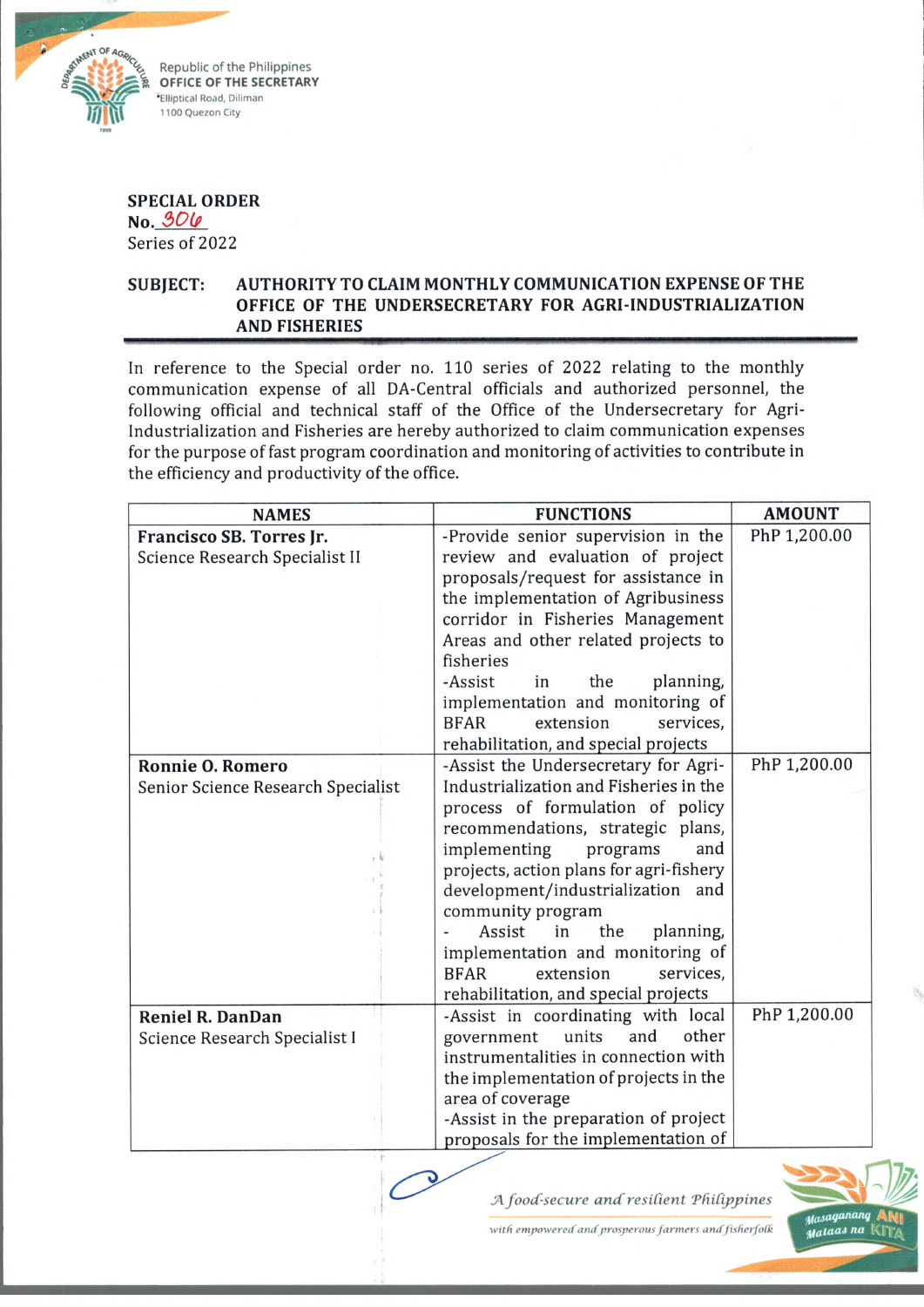Republic of the Philippines
OFFICE OF THE SECRETARY
Elliptical Road, Diliman
1100 Quezon City

**SPECIAL ORDER**
**No. 306**
Series of 2022

**SUBJECT: AUTHORITY TO CLAIM MONTHLY COMMUNICATION EXPENSE OF THE OFFICE OF THE UNDERSECRETARY FOR AGRI-INDUSTRIALIZATION AND FISHERIES**

In reference to the Special order no. 110 series of 2022 relating to the monthly communication expense of all DA-Central officials and authorized personnel, the following official and technical staff of the Office of the Undersecretary for Agri-Industrialization and Fisheries are hereby authorized to claim communication expenses for the purpose of fast program coordination and monitoring of activities to contribute in the efficiency and productivity of the office.

| NAMES | FUNCTIONS | AMOUNT |
|---|---|---|
| **Francisco SB. Torres Jr.** Science Research Specialist II | -Provide senior supervision in the review and evaluation of project proposals/request for assistance in the implementation of Agribusiness corridor in Fisheries Management Areas and other related projects to fisheries -Assist in the planning, implementation and monitoring of BFAR extension services, rehabilitation, and special projects | PhP 1,200.00 |
| **Ronnie O. Romero** Senior Science Research Specialist | -Assist the Undersecretary for Agri-Industrialization and Fisheries in the process of formulation of policy recommendations, strategic plans, implementing programs and projects, action plans for agri-fishery development/industrialization and community program - Assist in the planning, implementation and monitoring of BFAR extension services, rehabilitation, and special projects | PhP 1,200.00 |
| **Reniel R. DanDan** Science Research Specialist I | -Assist in coordinating with local government units and other instrumentalities in connection with the implementation of projects in the area of coverage -Assist in the preparation of project proposals for the implementation of | PhP 1,200.00 |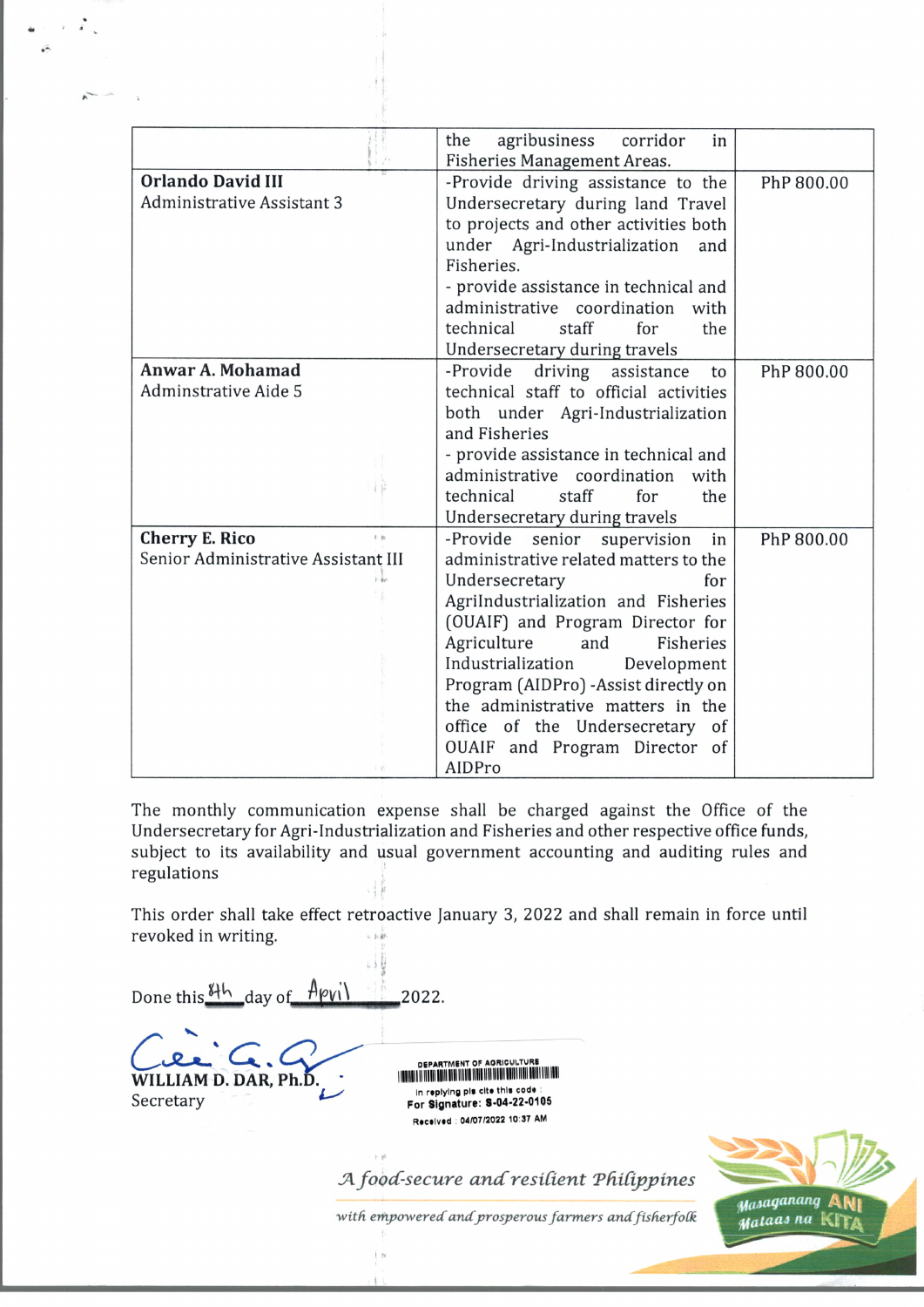| | | |
|---|---|---|
| | the agribusiness corridor in Fisheries Management Areas. | |
| **Orlando David III**<br>Administrative Assistant 3 | -Provide driving assistance to the Undersecretary during land Travel to projects and other activities both under Agri-Industrialization and Fisheries.<br>- provide assistance in technical and administrative coordination with technical staff for the Undersecretary during travels | PhP 800.00 |
| **Anwar A. Mohamad**<br>Adminstrative Aide 5 | -Provide driving assistance to technical staff to official activities both under Agri-Industrialization and Fisheries<br>- provide assistance in technical and administrative coordination with technical staff for the Undersecretary during travels | PhP 800.00 |
| **Cherry E. Rico**<br>Senior Administrative Assistant III | -Provide senior supervision in administrative related matters to the Undersecretary for AgriIndustrialization and Fisheries (OUAIF) and Program Director for Agriculture and Fisheries Industrialization Development Program (AIDPro) -Assist directly on the administrative matters in the office of the Undersecretary of OUAIF and Program Director of AIDPro | PhP 800.00 |

The monthly communication expense shall be charged against the Office of the Undersecretary for Agri-Industrialization and Fisheries and other respective office funds, subject to its availability and usual government accounting and auditing rules and regulations

This order shall take effect retroactive January 3, 2022 and shall remain in force until revoked in writing.

Done this 8th day of April 2022.

**WILLIAM D. DAR, Ph.D.**
Secretary

DEPARTMENT OF AGRICULTURE
In replying pls cite this code :
For Signature: S-04-22-0105
Received : 04/07/2022 10:37 AM

*A food-secure and resilient Philippines*
*with empowered and prosperous farmers and fisherfolk*

Masaganang ANI Mataas na KITA